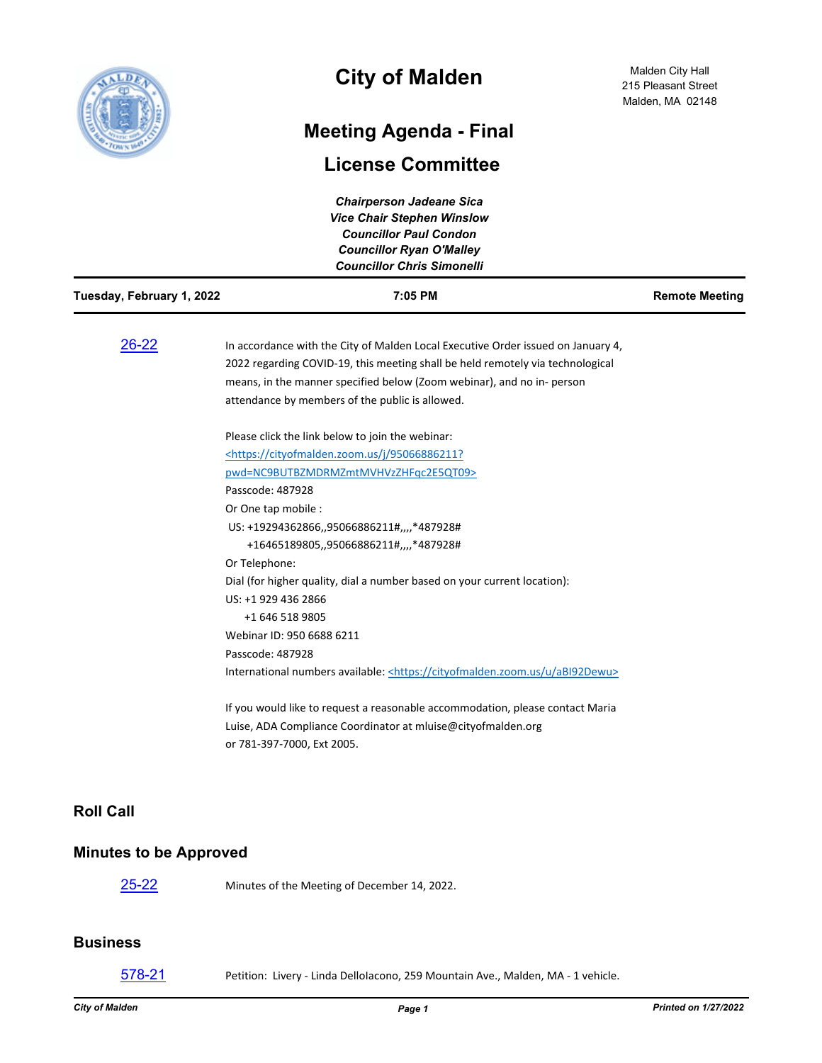# City of Malden

Malden City Hall
215 Pleasant Street
Malden, MA 02148

## Meeting Agenda - Final

## License Committee

***Chairperson Jadeane Sica***
***Vice Chair Stephen Winslow***
***Councillor Paul Condon***
***Councillor Ryan O'Malley***
***Councillor Chris Simonelli***

**Tuesday, February 1, 2022** | **7:05 PM** | **Remote Meeting**

---

[26-22](#) In accordance with the City of Malden Local Executive Order issued on January 4, 2022 regarding COVID-19, this meeting shall be held remotely via technological means, in the manner specified below (Zoom webinar), and no in- person attendance by members of the public is allowed.

Please click the link below to join the webinar:
<https://cityofmalden.zoom.us/j/95066886211?pwd=NC9BUTBZMDRMZmtMVHVzZHFqc2E5QT09>
Passcode: 487928
Or One tap mobile :
US: +19294362866,,95066886211#,,,,*487928#
+16465189805,,95066886211#,,,,*487928#
Or Telephone:
Dial (for higher quality, dial a number based on your current location):
US: +1 929 436 2866
+1 646 518 9805
Webinar ID: 950 6688 6211
Passcode: 487928
International numbers available: <https://cityofmalden.zoom.us/u/aBI92Dewu>

If you would like to request a reasonable accommodation, please contact Maria Luise, ADA Compliance Coordinator at mluise@cityofmalden.org or 781-397-7000, Ext 2005.

## Roll Call

## Minutes to be Approved

[25-22](#) Minutes of the Meeting of December 14, 2022.

## Business

[578-21](#) Petition: Livery - Linda DelloIacono, 259 Mountain Ave., Malden, MA - 1 vehicle.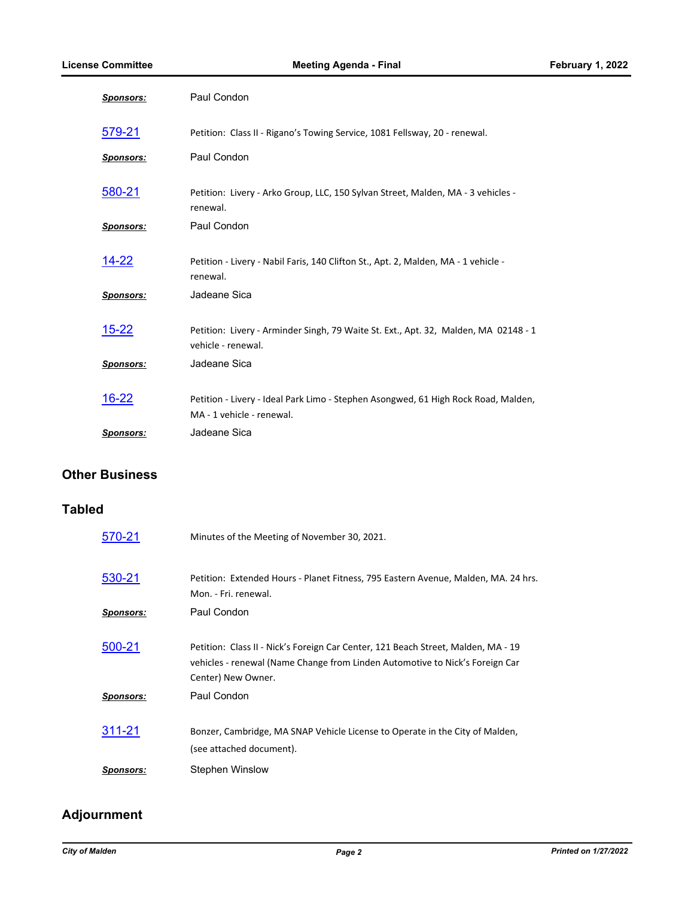***Sponsors:*** Paul Condon

579-21 Petition: Class II - Rigano's Towing Service, 1081 Fellsway, 20 - renewal.

***Sponsors:*** Paul Condon

580-21 Petition: Livery - Arko Group, LLC, 150 Sylvan Street, Malden, MA - 3 vehicles - renewal.

***Sponsors:*** Paul Condon

14-22 Petition - Livery - Nabil Faris, 140 Clifton St., Apt. 2, Malden, MA - 1 vehicle - renewal.

***Sponsors:*** Jadeane Sica

15-22 Petition: Livery - Arminder Singh, 79 Waite St. Ext., Apt. 32, Malden, MA 02148 - 1 vehicle - renewal.

***Sponsors:*** Jadeane Sica

16-22 Petition - Livery - Ideal Park Limo - Stephen Asongwed, 61 High Rock Road, Malden, MA - 1 vehicle - renewal.

***Sponsors:*** Jadeane Sica

## Other Business

## Tabled

570-21 Minutes of the Meeting of November 30, 2021.

530-21 Petition: Extended Hours - Planet Fitness, 795 Eastern Avenue, Malden, MA. 24 hrs. Mon. - Fri. renewal.

***Sponsors:*** Paul Condon

500-21 Petition: Class II - Nick's Foreign Car Center, 121 Beach Street, Malden, MA - 19 vehicles - renewal (Name Change from Linden Automotive to Nick's Foreign Car Center) New Owner.

***Sponsors:*** Paul Condon

311-21 Bonzer, Cambridge, MA SNAP Vehicle License to Operate in the City of Malden, (see attached document).

***Sponsors:*** Stephen Winslow

## Adjournment